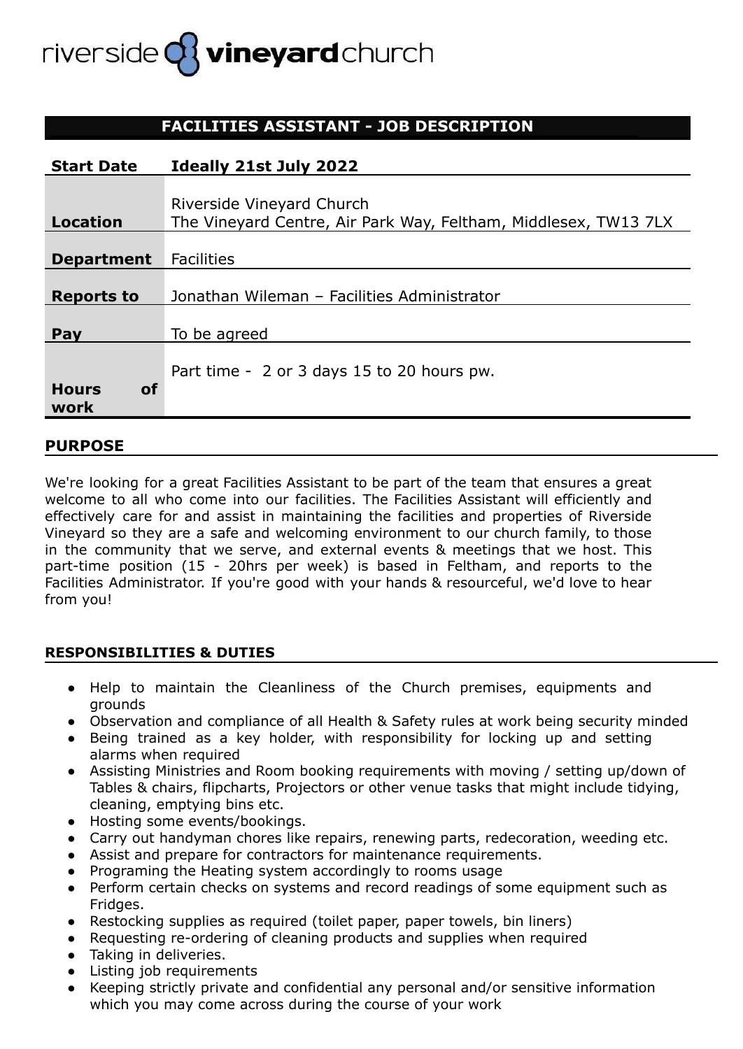riverside vineyard church

# FACILITIES ASSISTANT - JOB DESCRIPTION

| **Start Date** | **Ideally 21st July 2022** |
|---|---|
| **Location** | Riverside Vineyard Church<br>The Vineyard Centre, Air Park Way, Feltham, Middlesex, TW13 7LX |
| **Department** | Facilities |
| **Reports to** | Jonathan Wileman – Facilities Administrator |
| **Pay** | To be agreed |
| **Hours of work** | Part time - 2 or 3 days 15 to 20 hours pw. |

## PURPOSE

We're looking for a great Facilities Assistant to be part of the team that ensures a great welcome to all who come into our facilities. The Facilities Assistant will efficiently and effectively care for and assist in maintaining the facilities and properties of Riverside Vineyard so they are a safe and welcoming environment to our church family, to those in the community that we serve, and external events & meetings that we host. This part-time position (15 - 20hrs per week) is based in Feltham, and reports to the Facilities Administrator. If you're good with your hands & resourceful, we'd love to hear from you!

## RESPONSIBILITIES & DUTIES

- Help to maintain the Cleanliness of the Church premises, equipments and grounds
- Observation and compliance of all Health & Safety rules at work being security minded
- Being trained as a key holder, with responsibility for locking up and setting alarms when required
- Assisting Ministries and Room booking requirements with moving / setting up/down of Tables & chairs, flipcharts, Projectors or other venue tasks that might include tidying, cleaning, emptying bins etc.
- Hosting some events/bookings.
- Carry out handyman chores like repairs, renewing parts, redecoration, weeding etc.
- Assist and prepare for contractors for maintenance requirements.
- Programing the Heating system accordingly to rooms usage
- Perform certain checks on systems and record readings of some equipment such as Fridges.
- Restocking supplies as required (toilet paper, paper towels, bin liners)
- Requesting re-ordering of cleaning products and supplies when required
- Taking in deliveries.
- Listing job requirements
- Keeping strictly private and confidential any personal and/or sensitive information which you may come across during the course of your work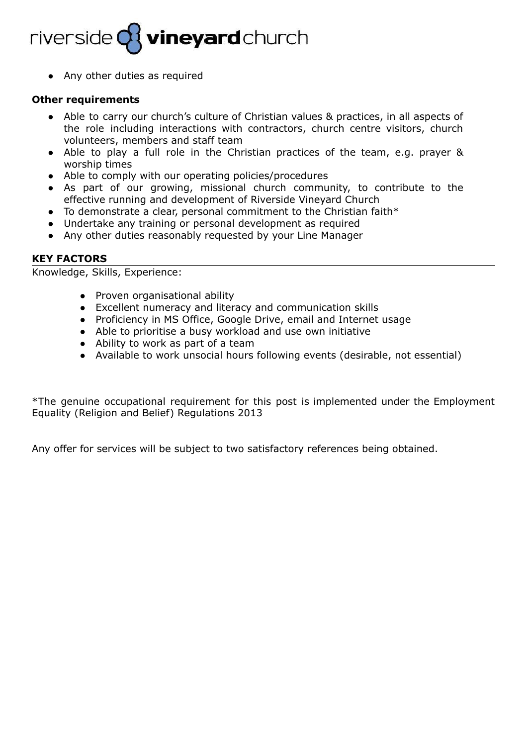- Any other duties as required

**Other requirements**

- Able to carry our church's culture of Christian values & practices, in all aspects of the role including interactions with contractors, church centre visitors, church volunteers, members and staff team
- Able to play a full role in the Christian practices of the team, e.g. prayer & worship times
- Able to comply with our operating policies/procedures
- As part of our growing, missional church community, to contribute to the effective running and development of Riverside Vineyard Church
- To demonstrate a clear, personal commitment to the Christian faith*
- Undertake any training or personal development as required
- Any other duties reasonably requested by your Line Manager

**KEY FACTORS**

Knowledge, Skills, Experience:

- Proven organisational ability
- Excellent numeracy and literacy and communication skills
- Proficiency in MS Office, Google Drive, email and Internet usage
- Able to prioritise a busy workload and use own initiative
- Ability to work as part of a team
- Available to work unsocial hours following events (desirable, not essential)

*The genuine occupational requirement for this post is implemented under the Employment Equality (Religion and Belief) Regulations 2013

Any offer for services will be subject to two satisfactory references being obtained.